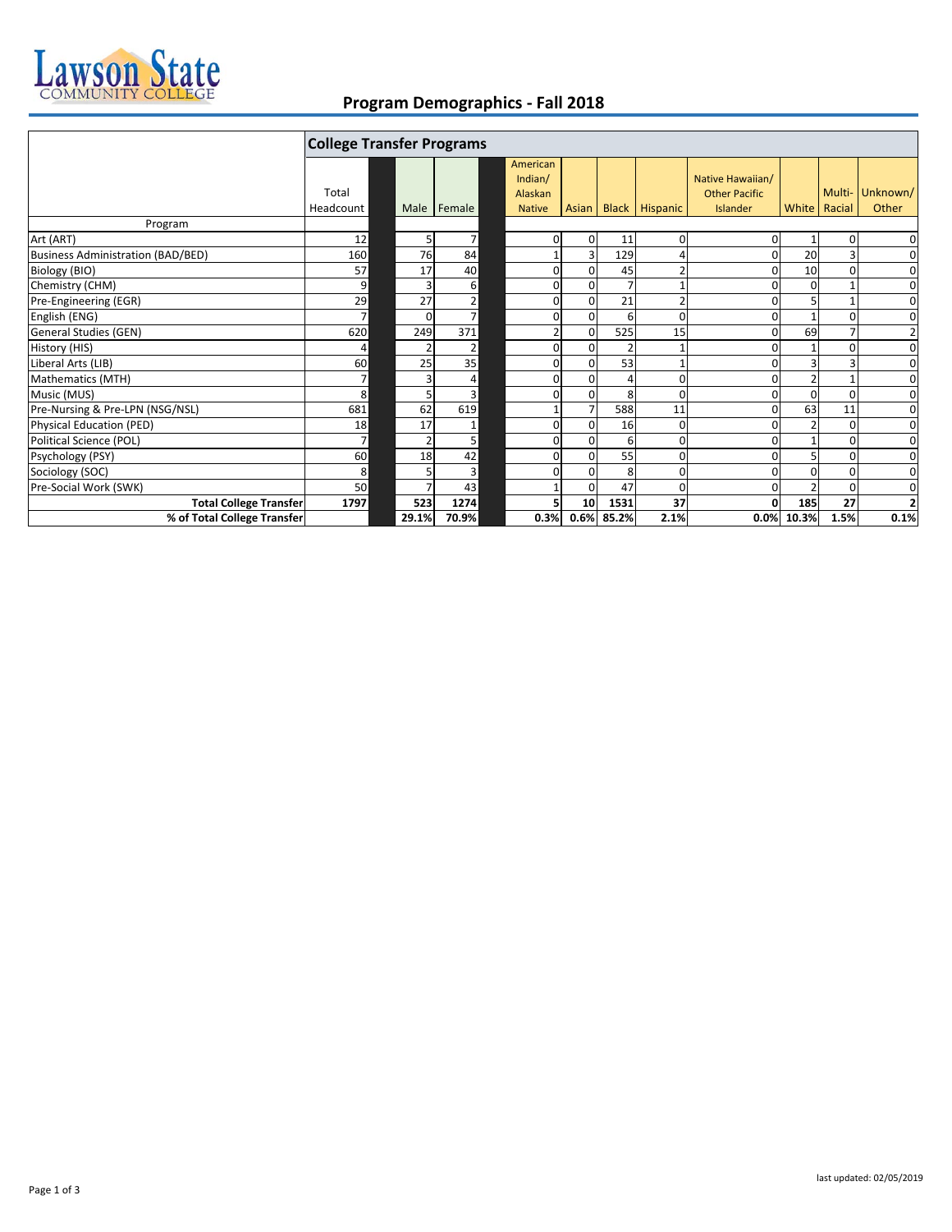# Lawson State Community College

## Program Demographics - Fall 2018

| Program | College Transfer Programs | | | | | | | | | | |
|---|---|---|---|---|---|---|---|---|---|---|---|
| | Total Headcount | Male | Female | American Indian/ Alaskan Native | Asian | Black | Hispanic | Native Hawaiian/ Other Pacific Islander | White | Multi-Racial | Unknown/ Other |
| Art (ART) | 12 | 5 | 7 | 0 | 0 | 11 | 0 | 0 | 1 | 0 | 0 |
| Business Administration (BAD/BED) | 160 | 76 | 84 | 1 | 3 | 129 | 4 | 0 | 20 | 3 | 0 |
| Biology (BIO) | 57 | 17 | 40 | 0 | 0 | 45 | 2 | 0 | 10 | 0 | 0 |
| Chemistry (CHM) | 9 | 3 | 6 | 0 | 0 | 7 | 1 | 0 | 0 | 1 | 0 |
| Pre-Engineering (EGR) | 29 | 27 | 2 | 0 | 0 | 21 | 2 | 0 | 5 | 1 | 0 |
| English (ENG) | 7 | 0 | 7 | 0 | 0 | 6 | 0 | 0 | 1 | 0 | 0 |
| General Studies (GEN) | 620 | 249 | 371 | 2 | 0 | 525 | 15 | 0 | 69 | 7 | 2 |
| History (HIS) | 4 | 2 | 2 | 0 | 0 | 2 | 1 | 0 | 1 | 0 | 0 |
| Liberal Arts (LIB) | 60 | 25 | 35 | 0 | 0 | 53 | 1 | 0 | 3 | 3 | 0 |
| Mathematics (MTH) | 7 | 3 | 4 | 0 | 0 | 4 | 0 | 0 | 2 | 1 | 0 |
| Music (MUS) | 8 | 5 | 3 | 0 | 0 | 8 | 0 | 0 | 0 | 0 | 0 |
| Pre-Nursing & Pre-LPN (NSG/NSL) | 681 | 62 | 619 | 1 | 7 | 588 | 11 | 0 | 63 | 11 | 0 |
| Physical Education (PED) | 18 | 17 | 1 | 0 | 0 | 16 | 0 | 0 | 2 | 0 | 0 |
| Political Science (POL) | 7 | 2 | 5 | 0 | 0 | 6 | 0 | 0 | 1 | 0 | 0 |
| Psychology (PSY) | 60 | 18 | 42 | 0 | 0 | 55 | 0 | 0 | 5 | 0 | 0 |
| Sociology (SOC) | 8 | 5 | 3 | 0 | 0 | 8 | 0 | 0 | 0 | 0 | 0 |
| Pre-Social Work (SWK) | 50 | 7 | 43 | 1 | 0 | 47 | 0 | 0 | 2 | 0 | 0 |
| **Total College Transfer** | **1797** | **523** | **1274** | **5** | **10** | **1531** | **37** | **0** | **185** | **27** | **2** |
| **% of Total College Transfer** | | **29.1%** | **70.9%** | **0.3%** | **0.6%** | **85.2%** | **2.1%** | **0.0%** | **10.3%** | **1.5%** | **0.1%** |

last updated: 02/05/2019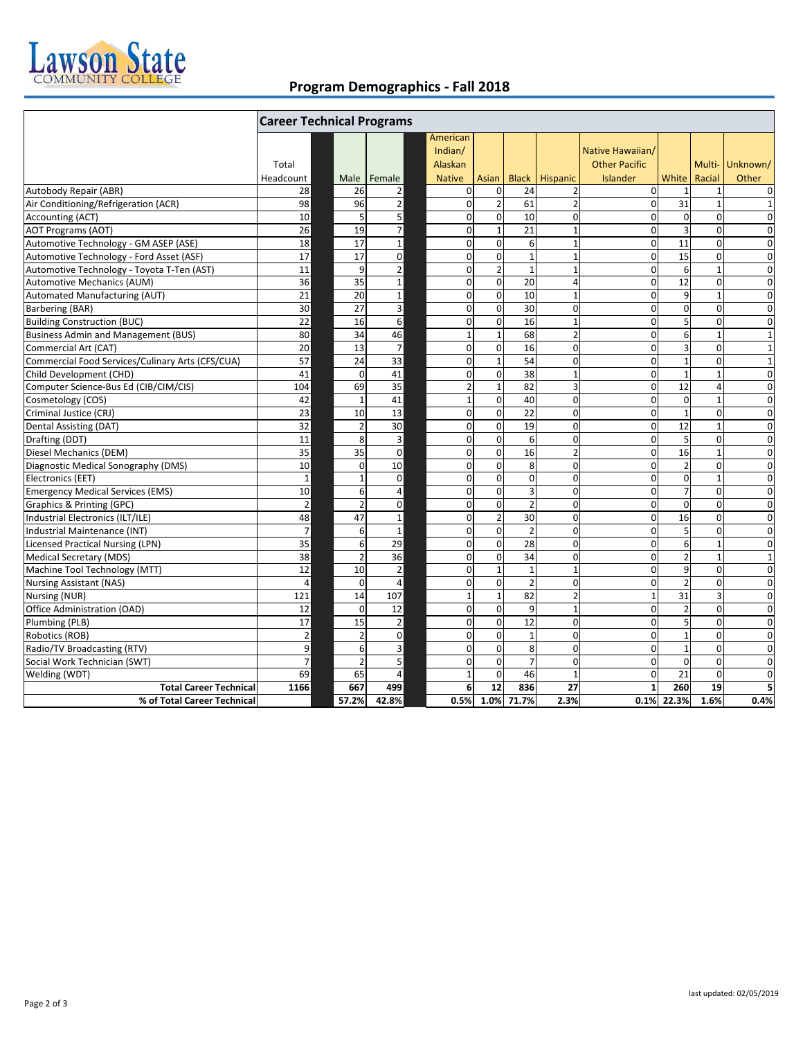## Program Demographics - Fall 2018

| | Career Technical Programs | | | | | | | | | | |
|---|---|---|---|---|---|---|---|---|---|---|---|
| | Total Headcount | Male | Female | American Indian/ Alaskan Native | Asian | Black | Hispanic | Native Hawaiian/ Other Pacific Islander | White | Multi-Racial | Unknown/ Other |
| Autobody Repair (ABR) | 28 | 26 | 2 | 0 | 0 | 24 | 2 | 0 | 1 | 1 | 0 |
| Air Conditioning/Refrigeration (ACR) | 98 | 96 | 2 | 0 | 2 | 61 | 2 | 0 | 31 | 1 | 1 |
| Accounting (ACT) | 10 | 5 | 5 | 0 | 0 | 10 | 0 | 0 | 0 | 0 | 0 |
| AOT Programs (AOT) | 26 | 19 | 7 | 0 | 1 | 21 | 1 | 0 | 3 | 0 | 0 |
| Automotive Technology - GM ASEP (ASE) | 18 | 17 | 1 | 0 | 0 | 6 | 1 | 0 | 11 | 0 | 0 |
| Automotive Technology - Ford Asset (ASF) | 17 | 17 | 0 | 0 | 0 | 1 | 1 | 0 | 15 | 0 | 0 |
| Automotive Technology - Toyota T-Ten (AST) | 11 | 9 | 2 | 0 | 2 | 1 | 1 | 0 | 6 | 1 | 0 |
| Automotive Mechanics (AUM) | 36 | 35 | 1 | 0 | 0 | 20 | 4 | 0 | 12 | 0 | 0 |
| Automated Manufacturing (AUT) | 21 | 20 | 1 | 0 | 0 | 10 | 1 | 0 | 9 | 1 | 0 |
| Barbering (BAR) | 30 | 27 | 3 | 0 | 0 | 30 | 0 | 0 | 0 | 0 | 0 |
| Building Construction (BUC) | 22 | 16 | 6 | 0 | 0 | 16 | 1 | 0 | 5 | 0 | 0 |
| Business Admin and Management (BUS) | 80 | 34 | 46 | 1 | 1 | 68 | 2 | 0 | 6 | 1 | 1 |
| Commercial Art (CAT) | 20 | 13 | 7 | 0 | 0 | 16 | 0 | 0 | 3 | 0 | 1 |
| Commercial Food Services/Culinary Arts (CFS/CUA) | 57 | 24 | 33 | 0 | 1 | 54 | 0 | 0 | 1 | 0 | 1 |
| Child Development (CHD) | 41 | 0 | 41 | 0 | 0 | 38 | 1 | 0 | 1 | 1 | 0 |
| Computer Science-Bus Ed (CIB/CIM/CIS) | 104 | 69 | 35 | 2 | 1 | 82 | 3 | 0 | 12 | 4 | 0 |
| Cosmetology (COS) | 42 | 1 | 41 | 1 | 0 | 40 | 0 | 0 | 0 | 1 | 0 |
| Criminal Justice (CRJ) | 23 | 10 | 13 | 0 | 0 | 22 | 0 | 0 | 1 | 0 | 0 |
| Dental Assisting (DAT) | 32 | 2 | 30 | 0 | 0 | 19 | 0 | 0 | 12 | 1 | 0 |
| Drafting (DDT) | 11 | 8 | 3 | 0 | 0 | 6 | 0 | 0 | 5 | 0 | 0 |
| Diesel Mechanics (DEM) | 35 | 35 | 0 | 0 | 0 | 16 | 2 | 0 | 16 | 1 | 0 |
| Diagnostic Medical Sonography (DMS) | 10 | 0 | 10 | 0 | 0 | 8 | 0 | 0 | 2 | 0 | 0 |
| Electronics (EET) | 1 | 1 | 0 | 0 | 0 | 0 | 0 | 0 | 0 | 1 | 0 |
| Emergency Medical Services (EMS) | 10 | 6 | 4 | 0 | 0 | 3 | 0 | 0 | 7 | 0 | 0 |
| Graphics & Printing (GPC) | 2 | 2 | 0 | 0 | 0 | 2 | 0 | 0 | 0 | 0 | 0 |
| Industrial Electronics (ILT/ILE) | 48 | 47 | 1 | 0 | 2 | 30 | 0 | 0 | 16 | 0 | 0 |
| Industrial Maintenance (INT) | 7 | 6 | 1 | 0 | 0 | 2 | 0 | 0 | 5 | 0 | 0 |
| Licensed Practical Nursing (LPN) | 35 | 6 | 29 | 0 | 0 | 28 | 0 | 0 | 6 | 1 | 0 |
| Medical Secretary (MDS) | 38 | 2 | 36 | 0 | 0 | 34 | 0 | 0 | 2 | 1 | 1 |
| Machine Tool Technology (MTT) | 12 | 10 | 2 | 0 | 1 | 1 | 1 | 0 | 9 | 0 | 0 |
| Nursing Assistant (NAS) | 4 | 0 | 4 | 0 | 0 | 2 | 0 | 0 | 2 | 0 | 0 |
| Nursing (NUR) | 121 | 14 | 107 | 1 | 1 | 82 | 2 | 1 | 31 | 3 | 0 |
| Office Administration (OAD) | 12 | 0 | 12 | 0 | 0 | 9 | 1 | 0 | 2 | 0 | 0 |
| Plumbing (PLB) | 17 | 15 | 2 | 0 | 0 | 12 | 0 | 0 | 5 | 0 | 0 |
| Robotics (ROB) | 2 | 2 | 0 | 0 | 0 | 1 | 0 | 0 | 1 | 0 | 0 |
| Radio/TV Broadcasting (RTV) | 9 | 6 | 3 | 0 | 0 | 8 | 0 | 0 | 1 | 0 | 0 |
| Social Work Technician (SWT) | 7 | 2 | 5 | 0 | 0 | 7 | 0 | 0 | 0 | 0 | 0 |
| Welding (WDT) | 69 | 65 | 4 | 1 | 0 | 46 | 1 | 0 | 21 | 0 | 0 |
| **Total Career Technical** | **1166** | **667** | **499** | **6** | **12** | **836** | **27** | **1** | **260** | **19** | **5** |
| **% of Total Career Technical** | | **57.2%** | **42.8%** | **0.5%** | **1.0%** | **71.7%** | **2.3%** | **0.1%** | **22.3%** | **1.6%** | **0.4%** |

last updated: 02/05/2019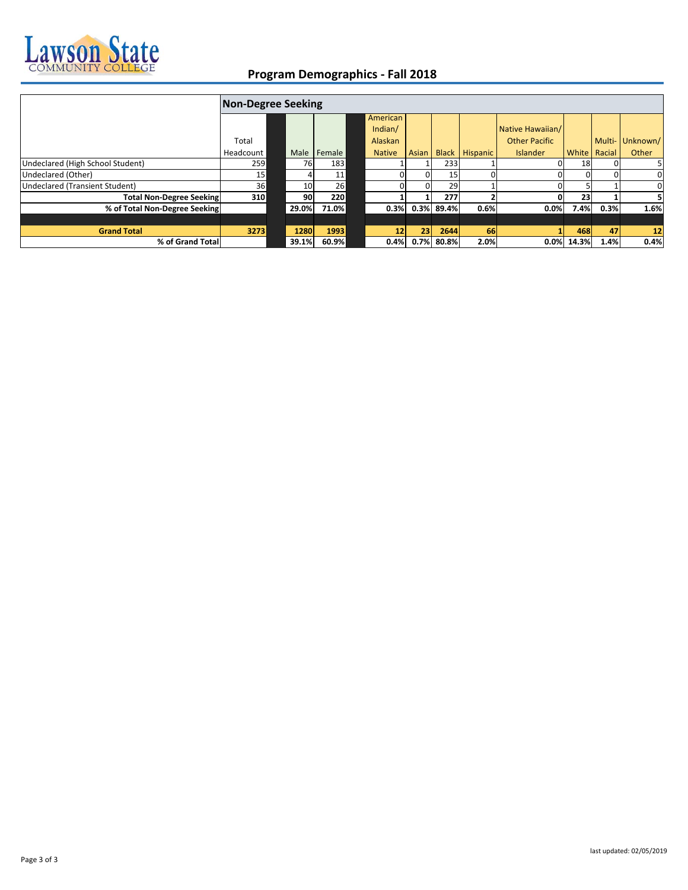Lawson State COMMUNITY COLLEGE

## Program Demographics - Fall 2018

| | Non-Degree Seeking | | | | | | | | | | | |
|---|---|---|---|---|---|---|---|---|---|---|---|---|
| | Total Headcount | | Male | Female | | American Indian/ Alaskan Native | Asian | Black | Hispanic | Native Hawaiian/ Other Pacific Islander | White | Multi-Racial | Unknown/ Other |
| Undeclared (High School Student) | 259 | | 76 | 183 | | 1 | 1 | 233 | 1 | 0 | 18 | 0 | 5 |
| Undeclared (Other) | 15 | | 4 | 11 | | 0 | 0 | 15 | 0 | 0 | 0 | 0 | 0 |
| Undeclared (Transient Student) | 36 | | 10 | 26 | | 0 | 0 | 29 | 1 | 0 | 5 | 1 | 0 |
| **Total Non-Degree Seeking** | **310** | | **90** | **220** | | **1** | **1** | **277** | **2** | **0** | **23** | **1** | **5** |
| **% of Total Non-Degree Seeking** | | | **29.0%** | **71.0%** | | **0.3%** | **0.3%** | **89.4%** | **0.6%** | **0.0%** | **7.4%** | **0.3%** | **1.6%** |
| | | | | | | | | | | | | | |
| **Grand Total** | **3273** | | **1280** | **1993** | | **12** | **23** | **2644** | **66** | **1** | **468** | **47** | **12** |
| **% of Grand Total** | | | **39.1%** | **60.9%** | | **0.4%** | **0.7%** | **80.8%** | **2.0%** | **0.0%** | **14.3%** | **1.4%** | **0.4%** |

last updated: 02/05/2019